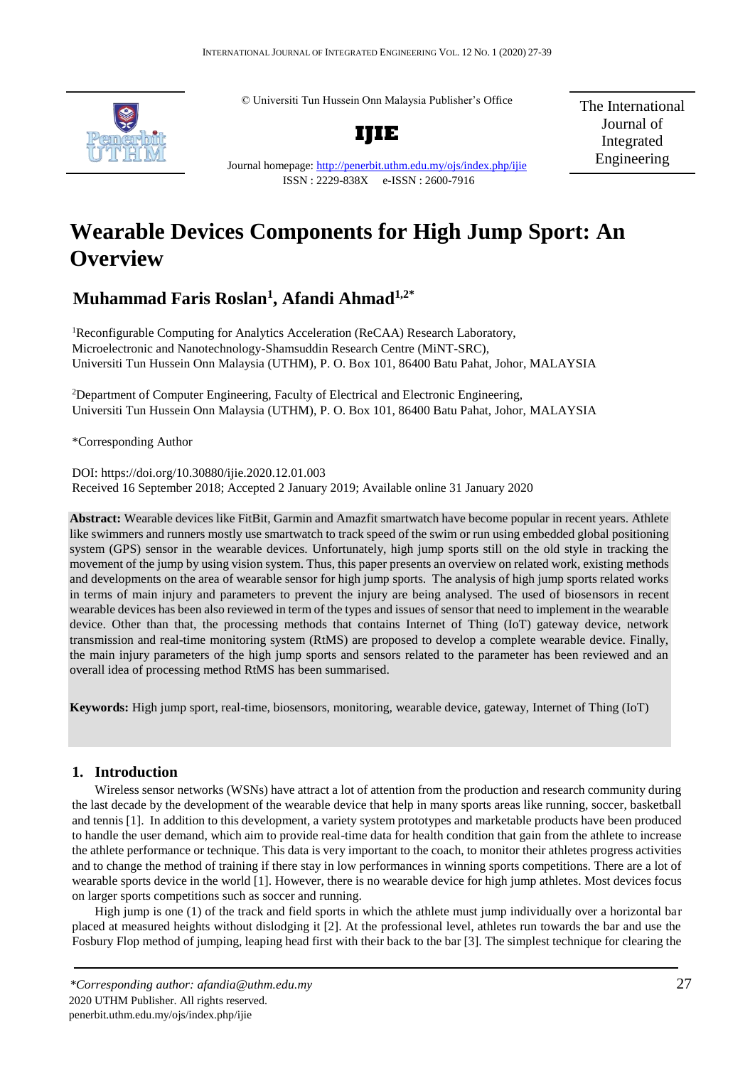© Universiti Tun Hussein Onn Malaysia Publisher's Office

**IJIE**

Journal homepage: http://penerbit.uthm.edu.my/ojs/index.php/ijie

ISSN : 2229-838X e-ISSN : 2600-7916

The International Journal of Integrated Engineering

# Wearable Devices Components for High Jump Sport: An Overview

## Muhammad Faris Roslan[1], Afandi Ahmad[1,2*]

[1]Reconfigurable Computing for Analytics Acceleration (ReCAA) Research Laboratory, Microelectronic and Nanotechnology-Shamsuddin Research Centre (MiNT-SRC), Universiti Tun Hussein Onn Malaysia (UTHM), P. O. Box 101, 86400 Batu Pahat, Johor, MALAYSIA

[2]Department of Computer Engineering, Faculty of Electrical and Electronic Engineering, Universiti Tun Hussein Onn Malaysia (UTHM), P. O. Box 101, 86400 Batu Pahat, Johor, MALAYSIA

*Corresponding Author

DOI: https://doi.org/10.30880/ijie.2020.12.01.003

Received 16 September 2018; Accepted 2 January 2019; Available online 31 January 2020

**Abstract:** Wearable devices like FitBit, Garmin and Amazfit smartwatch have become popular in recent years. Athlete like swimmers and runners mostly use smartwatch to track speed of the swim or run using embedded global positioning system (GPS) sensor in the wearable devices. Unfortunately, high jump sports still on the old style in tracking the movement of the jump by using vision system. Thus, this paper presents an overview on related work, existing methods and developments on the area of wearable sensor for high jump sports. The analysis of high jump sports related works in terms of main injury and parameters to prevent the injury are being analysed. The used of biosensors in recent wearable devices has been also reviewed in term of the types and issues of sensor that need to implement in the wearable device. Other than that, the processing methods that contains Internet of Thing (IoT) gateway device, network transmission and real-time monitoring system (RtMS) are proposed to develop a complete wearable device. Finally, the main injury parameters of the high jump sports and sensors related to the parameter has been reviewed and an overall idea of processing method RtMS has been summarised.

**Keywords:** High jump sport, real-time, biosensors, monitoring, wearable device, gateway, Internet of Thing (IoT)

## 1. Introduction

Wireless sensor networks (WSNs) have attract a lot of attention from the production and research community during the last decade by the development of the wearable device that help in many sports areas like running, soccer, basketball and tennis [1]. In addition to this development, a variety system prototypes and marketable products have been produced to handle the user demand, which aim to provide real-time data for health condition that gain from the athlete to increase the athlete performance or technique. This data is very important to the coach, to monitor their athletes progress activities and to change the method of training if there stay in low performances in winning sports competitions. There are a lot of wearable sports device in the world [1]. However, there is no wearable device for high jump athletes. Most devices focus on larger sports competitions such as soccer and running.

High jump is one (1) of the track and field sports in which the athlete must jump individually over a horizontal bar placed at measured heights without dislodging it [2]. At the professional level, athletes run towards the bar and use the Fosbury Flop method of jumping, leaping head first with their back to the bar [3]. The simplest technique for clearing the

*Corresponding author: afandia@uthm.edu.my*

2020 UTHM Publisher. All rights reserved.

penerbit.uthm.edu.my/ojs/index.php/ijie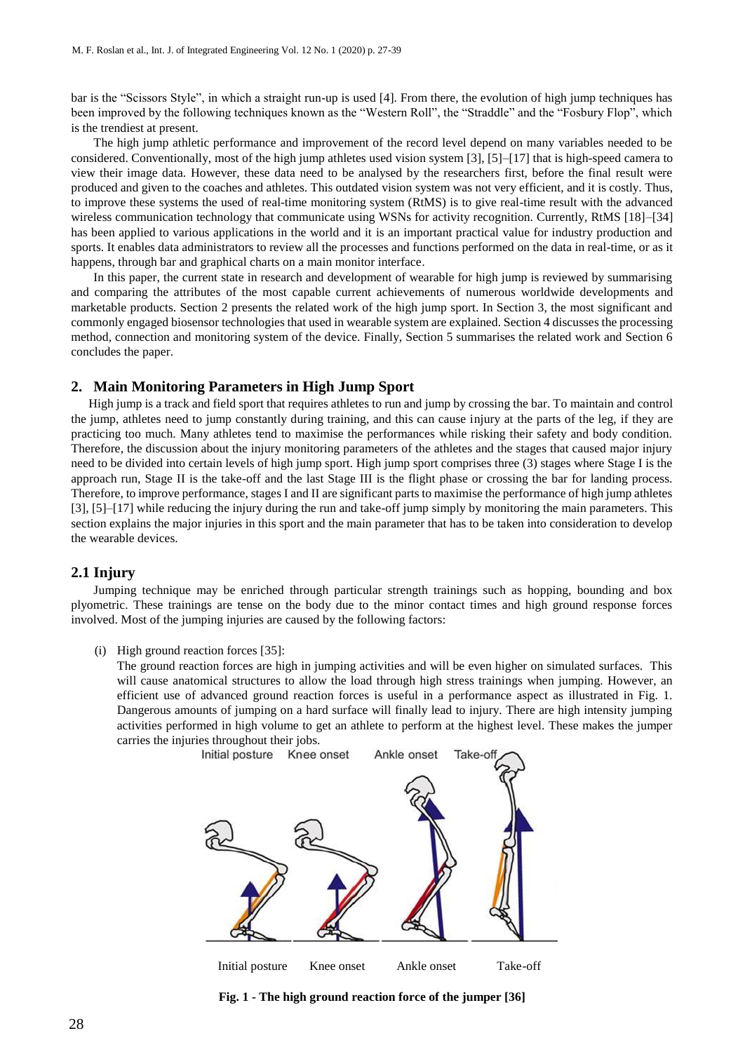bar is the "Scissors Style", in which a straight run-up is used [4]. From there, the evolution of high jump techniques has been improved by the following techniques known as the "Western Roll", the "Straddle" and the "Fosbury Flop", which is the trendiest at present.

The high jump athletic performance and improvement of the record level depend on many variables needed to be considered. Conventionally, most of the high jump athletes used vision system [3], [5]–[17] that is high-speed camera to view their image data. However, these data need to be analysed by the researchers first, before the final result were produced and given to the coaches and athletes. This outdated vision system was not very efficient, and it is costly. Thus, to improve these systems the used of real-time monitoring system (RtMS) is to give real-time result with the advanced wireless communication technology that communicate using WSNs for activity recognition. Currently, RtMS [18]–[34] has been applied to various applications in the world and it is an important practical value for industry production and sports. It enables data administrators to review all the processes and functions performed on the data in real-time, or as it happens, through bar and graphical charts on a main monitor interface.

In this paper, the current state in research and development of wearable for high jump is reviewed by summarising and comparing the attributes of the most capable current achievements of numerous worldwide developments and marketable products. Section 2 presents the related work of the high jump sport. In Section 3, the most significant and commonly engaged biosensor technologies that used in wearable system are explained. Section 4 discusses the processing method, connection and monitoring system of the device. Finally, Section 5 summarises the related work and Section 6 concludes the paper.

## 2. Main Monitoring Parameters in High Jump Sport

High jump is a track and field sport that requires athletes to run and jump by crossing the bar. To maintain and control the jump, athletes need to jump constantly during training, and this can cause injury at the parts of the leg, if they are practicing too much. Many athletes tend to maximise the performances while risking their safety and body condition. Therefore, the discussion about the injury monitoring parameters of the athletes and the stages that caused major injury need to be divided into certain levels of high jump sport. High jump sport comprises three (3) stages where Stage I is the approach run, Stage II is the take-off and the last Stage III is the flight phase or crossing the bar for landing process. Therefore, to improve performance, stages I and II are significant parts to maximise the performance of high jump athletes [3], [5]–[17] while reducing the injury during the run and take-off jump simply by monitoring the main parameters. This section explains the major injuries in this sport and the main parameter that has to be taken into consideration to develop the wearable devices.

### 2.1 Injury

Jumping technique may be enriched through particular strength trainings such as hopping, bounding and box plyometric. These trainings are tense on the body due to the minor contact times and high ground response forces involved. Most of the jumping injuries are caused by the following factors:

(i) High ground reaction forces [35]:

The ground reaction forces are high in jumping activities and will be even higher on simulated surfaces. This will cause anatomical structures to allow the load through high stress trainings when jumping. However, an efficient use of advanced ground reaction forces is useful in a performance aspect as illustrated in Fig. 1. Dangerous amounts of jumping on a hard surface will finally lead to injury. There are high intensity jumping activities performed in high volume to get an athlete to perform at the highest level. These makes the jumper carries the injuries throughout their jobs.

Initial posture Knee onset Ankle onset Take-off

**Fig. 1 - The high ground reaction force of the jumper [36]**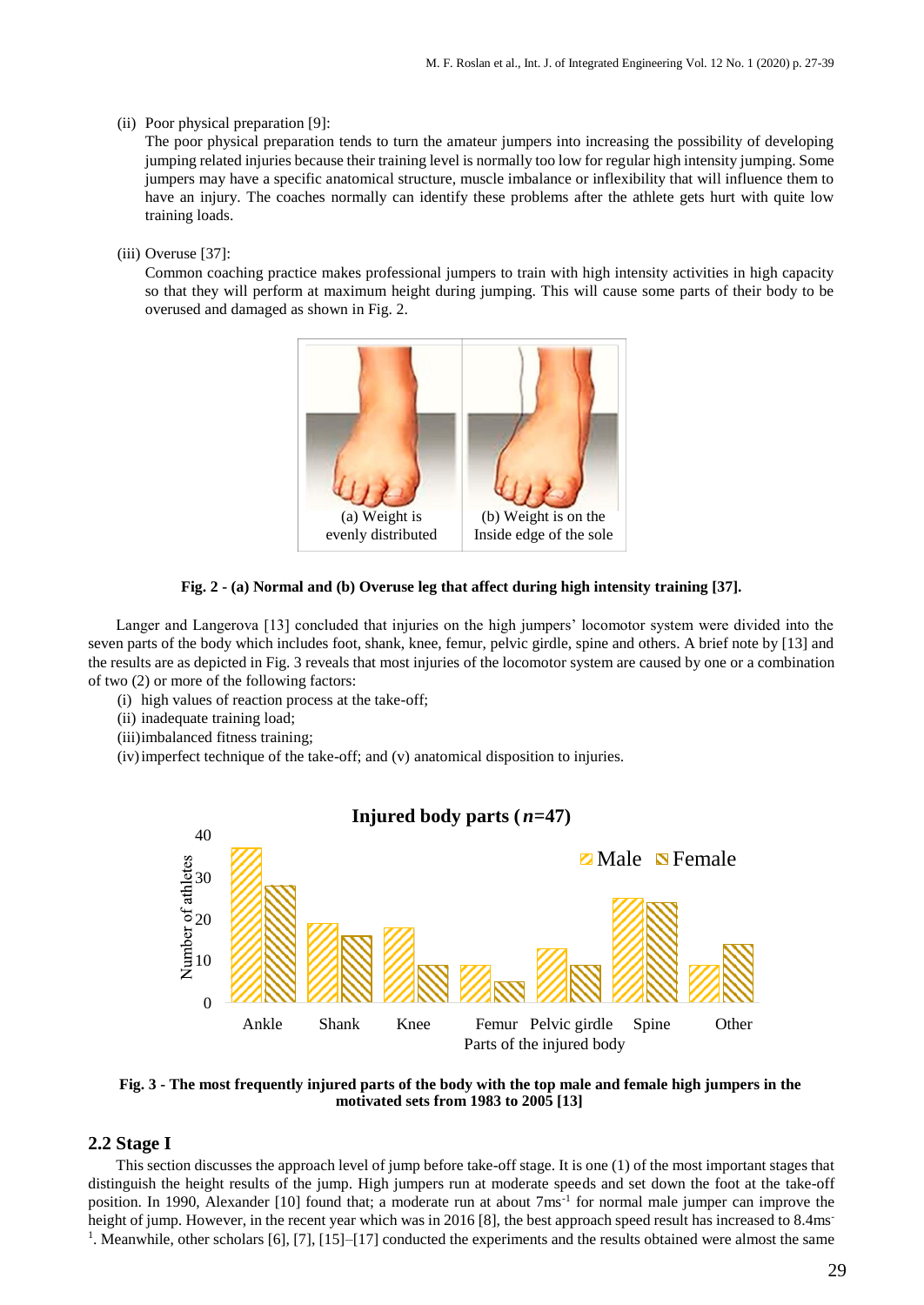(ii) Poor physical preparation [9]:

The poor physical preparation tends to turn the amateur jumpers into increasing the possibility of developing jumping related injuries because their training level is normally too low for regular high intensity jumping. Some jumpers may have a specific anatomical structure, muscle imbalance or inflexibility that will influence them to have an injury. The coaches normally can identify these problems after the athlete gets hurt with quite low training loads.

(iii) Overuse [37]:

Common coaching practice makes professional jumpers to train with high intensity activities in high capacity so that they will perform at maximum height during jumping. This will cause some parts of their body to be overused and damaged as shown in Fig. 2.

(a) Weight is evenly distributed

(b) Weight is on the Inside edge of the sole

**Fig. 2 - (a) Normal and (b) Overuse leg that affect during high intensity training [37].**

Langer and Langerova [13] concluded that injuries on the high jumpers' locomotor system were divided into the seven parts of the body which includes foot, shank, knee, femur, pelvic girdle, spine and others. A brief note by [13] and the results are as depicted in Fig. 3 reveals that most injuries of the locomotor system are caused by one or a combination of two (2) or more of the following factors:

(i) high values of reaction process at the take-off;
(ii) inadequate training load;
(iii) imbalanced fitness training;
(iv) imperfect technique of the take-off; and (v) anatomical disposition to injuries.

**Fig. 3 - The most frequently injured parts of the body with the top male and female high jumpers in the motivated sets from 1983 to 2005 [13]**

## 2.2 Stage I

This section discusses the approach level of jump before take-off stage. It is one (1) of the most important stages that distinguish the height results of the jump. High jumpers run at moderate speeds and set down the foot at the take-off position. In 1990, Alexander [10] found that; a moderate run at about $7ms^{-1}$ for normal male jumper can improve the height of jump. However, in the recent year which was in 2016 [8], the best approach speed result has increased to $8.4ms^{-1}$. Meanwhile, other scholars [6], [7], [15]–[17] conducted the experiments and the results obtained were almost the same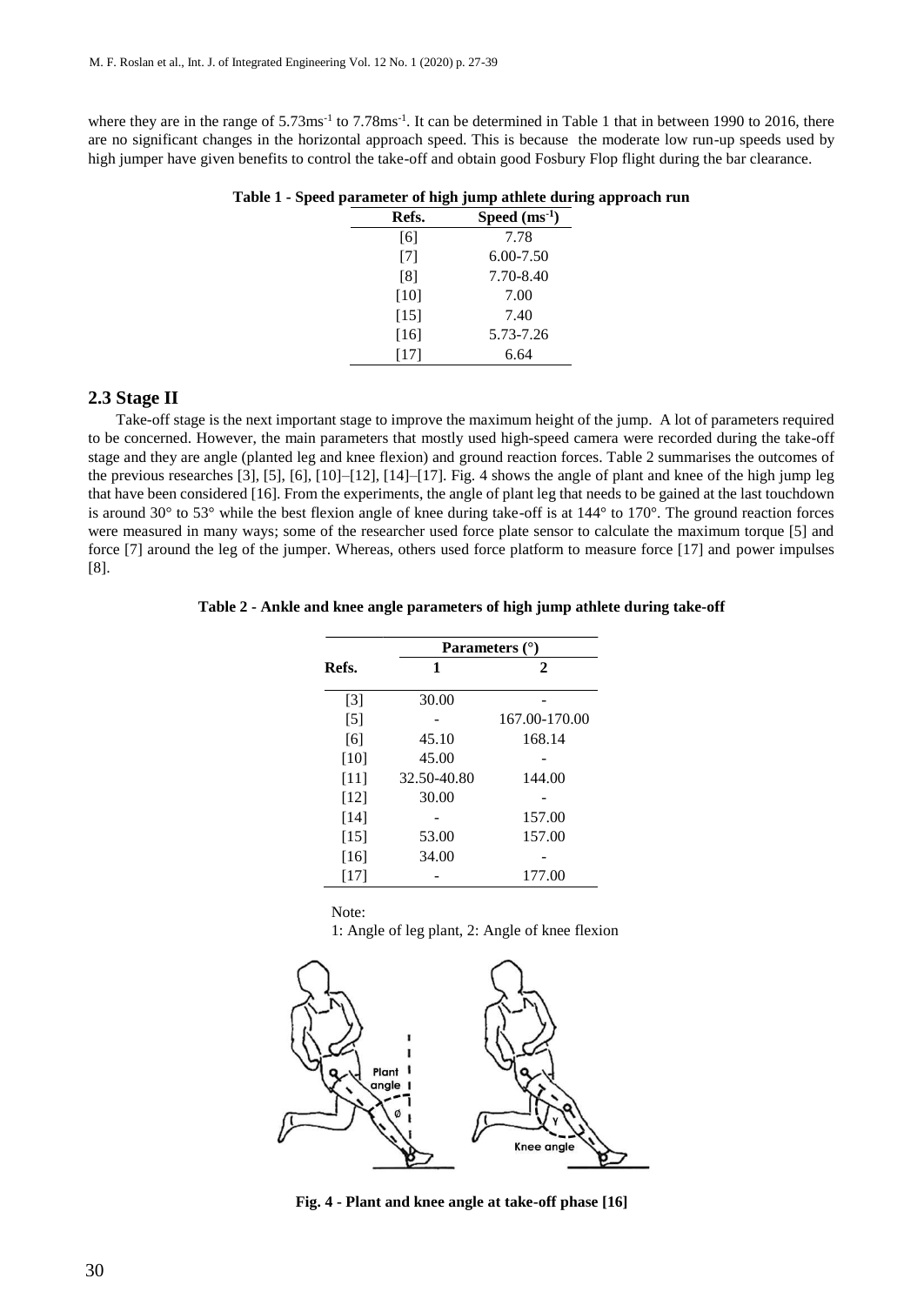where they are in the range of 5.73ms$^{-1}$ to 7.78ms$^{-1}$. It can be determined in Table 1 that in between 1990 to 2016, there are no significant changes in the horizontal approach speed. This is because the moderate low run-up speeds used by high jumper have given benefits to control the take-off and obtain good Fosbury Flop flight during the bar clearance.

**Table 1 - Speed parameter of high jump athlete during approach run**

| Refs. | Speed (ms$^{-1}$) |
|---|---|
| [6] | 7.78 |
| [7] | 6.00-7.50 |
| [8] | 7.70-8.40 |
| [10] | 7.00 |
| [15] | 7.40 |
| [16] | 5.73-7.26 |
| [17] | 6.64 |

## 2.3 Stage II

Take-off stage is the next important stage to improve the maximum height of the jump. A lot of parameters required to be concerned. However, the main parameters that mostly used high-speed camera were recorded during the take-off stage and they are angle (planted leg and knee flexion) and ground reaction forces. Table 2 summarises the outcomes of the previous researches [3], [5], [6], [10]–[12], [14]–[17]. Fig. 4 shows the angle of plant and knee of the high jump leg that have been considered [16]. From the experiments, the angle of plant leg that needs to be gained at the last touchdown is around 30° to 53° while the best flexion angle of knee during take-off is at 144° to 170°. The ground reaction forces were measured in many ways; some of the researcher used force plate sensor to calculate the maximum torque [5] and force [7] around the leg of the jumper. Whereas, others used force platform to measure force [17] and power impulses [8].

**Table 2 - Ankle and knee angle parameters of high jump athlete during take-off**

| Refs. | Parameters (°) | |
|---|---|---|
| | 1 | 2 |
| [3] | 30.00 | - |
| [5] | - | 167.00-170.00 |
| [6] | 45.10 | 168.14 |
| [10] | 45.00 | - |
| [11] | 32.50-40.80 | 144.00 |
| [12] | 30.00 | - |
| [14] | - | 157.00 |
| [15] | 53.00 | 157.00 |
| [16] | 34.00 | - |
| [17] | - | 177.00 |

Note:
1: Angle of leg plant, 2: Angle of knee flexion

**Fig. 4 - Plant and knee angle at take-off phase [16]**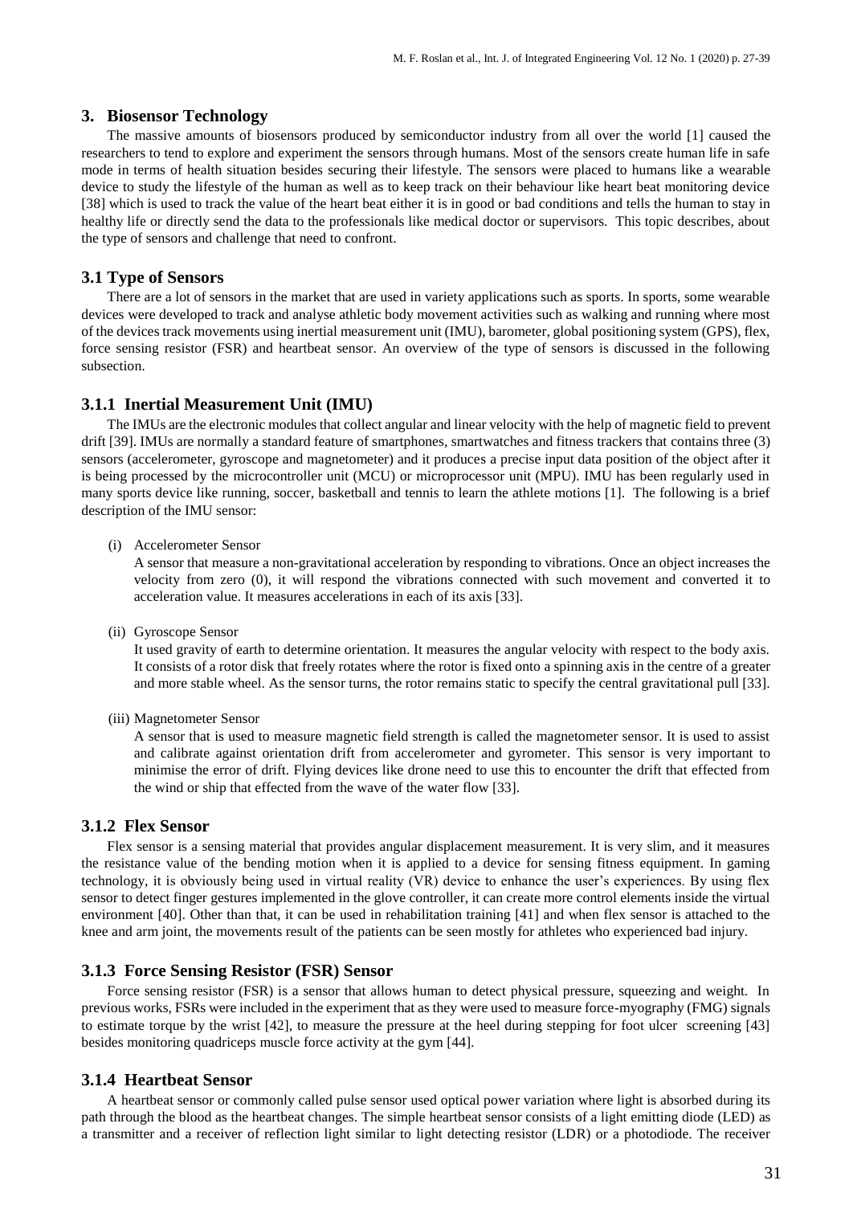## 3. Biosensor Technology

The massive amounts of biosensors produced by semiconductor industry from all over the world [1] caused the researchers to tend to explore and experiment the sensors through humans. Most of the sensors create human life in safe mode in terms of health situation besides securing their lifestyle. The sensors were placed to humans like a wearable device to study the lifestyle of the human as well as to keep track on their behaviour like heart beat monitoring device [38] which is used to track the value of the heart beat either it is in good or bad conditions and tells the human to stay in healthy life or directly send the data to the professionals like medical doctor or supervisors. This topic describes, about the type of sensors and challenge that need to confront.

### 3.1 Type of Sensors

There are a lot of sensors in the market that are used in variety applications such as sports. In sports, some wearable devices were developed to track and analyse athletic body movement activities such as walking and running where most of the devices track movements using inertial measurement unit (IMU), barometer, global positioning system (GPS), flex, force sensing resistor (FSR) and heartbeat sensor. An overview of the type of sensors is discussed in the following subsection.

#### 3.1.1 Inertial Measurement Unit (IMU)

The IMUs are the electronic modules that collect angular and linear velocity with the help of magnetic field to prevent drift [39]. IMUs are normally a standard feature of smartphones, smartwatches and fitness trackers that contains three (3) sensors (accelerometer, gyroscope and magnetometer) and it produces a precise input data position of the object after it is being processed by the microcontroller unit (MCU) or microprocessor unit (MPU). IMU has been regularly used in many sports device like running, soccer, basketball and tennis to learn the athlete motions [1]. The following is a brief description of the IMU sensor:

(i) Accelerometer Sensor

A sensor that measure a non-gravitational acceleration by responding to vibrations. Once an object increases the velocity from zero (0), it will respond the vibrations connected with such movement and converted it to acceleration value. It measures accelerations in each of its axis [33].

(ii) Gyroscope Sensor

It used gravity of earth to determine orientation. It measures the angular velocity with respect to the body axis. It consists of a rotor disk that freely rotates where the rotor is fixed onto a spinning axis in the centre of a greater and more stable wheel. As the sensor turns, the rotor remains static to specify the central gravitational pull [33].

(iii) Magnetometer Sensor

A sensor that is used to measure magnetic field strength is called the magnetometer sensor. It is used to assist and calibrate against orientation drift from accelerometer and gyrometer. This sensor is very important to minimise the error of drift. Flying devices like drone need to use this to encounter the drift that effected from the wind or ship that effected from the wave of the water flow [33].

#### 3.1.2 Flex Sensor

Flex sensor is a sensing material that provides angular displacement measurement. It is very slim, and it measures the resistance value of the bending motion when it is applied to a device for sensing fitness equipment. In gaming technology, it is obviously being used in virtual reality (VR) device to enhance the user's experiences. By using flex sensor to detect finger gestures implemented in the glove controller, it can create more control elements inside the virtual environment [40]. Other than that, it can be used in rehabilitation training [41] and when flex sensor is attached to the knee and arm joint, the movements result of the patients can be seen mostly for athletes who experienced bad injury.

#### 3.1.3 Force Sensing Resistor (FSR) Sensor

Force sensing resistor (FSR) is a sensor that allows human to detect physical pressure, squeezing and weight. In previous works, FSRs were included in the experiment that as they were used to measure force-myography (FMG) signals to estimate torque by the wrist [42], to measure the pressure at the heel during stepping for foot ulcer screening [43] besides monitoring quadriceps muscle force activity at the gym [44].

#### 3.1.4 Heartbeat Sensor

A heartbeat sensor or commonly called pulse sensor used optical power variation where light is absorbed during its path through the blood as the heartbeat changes. The simple heartbeat sensor consists of a light emitting diode (LED) as a transmitter and a receiver of reflection light similar to light detecting resistor (LDR) or a photodiode. The receiver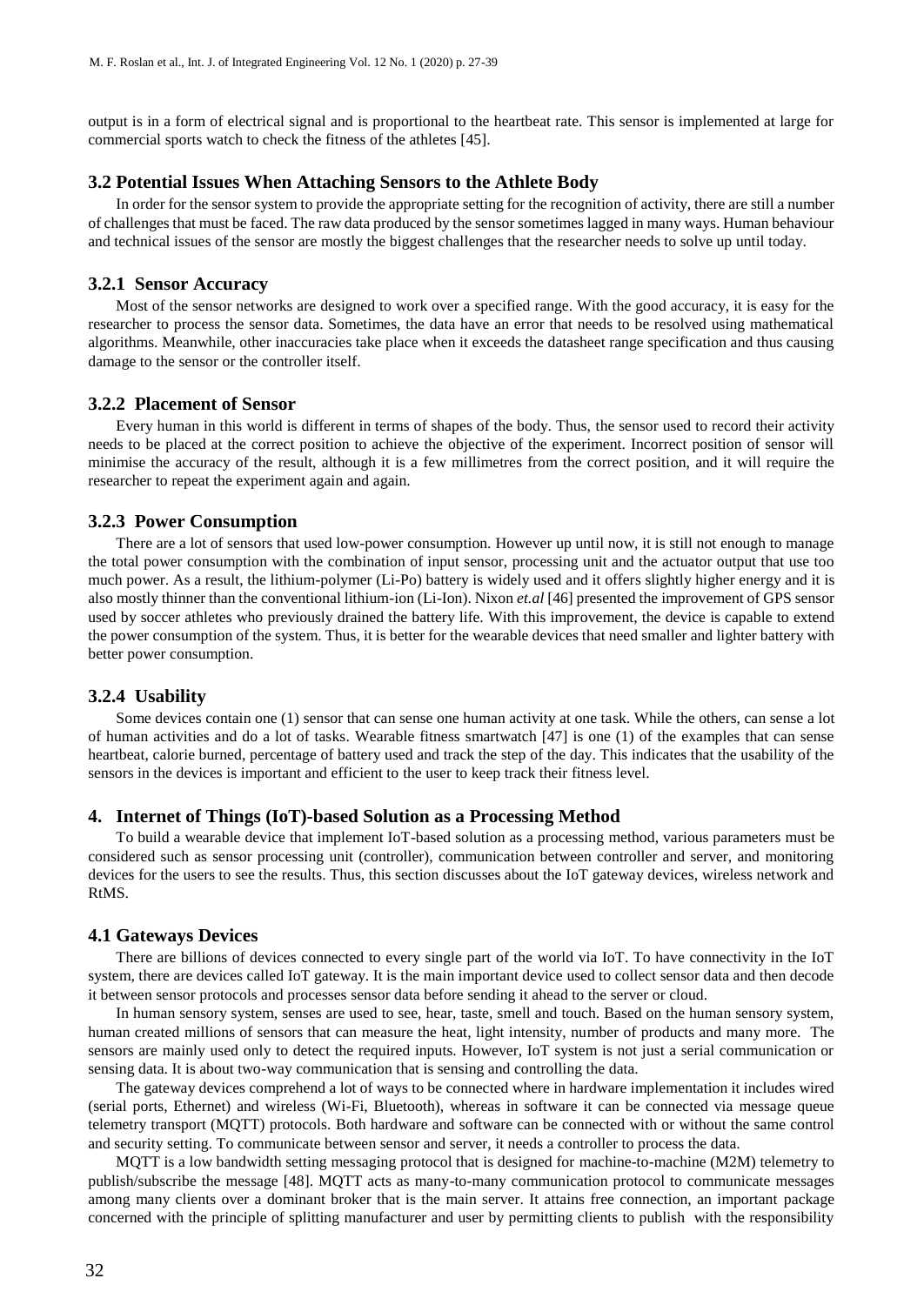output is in a form of electrical signal and is proportional to the heartbeat rate. This sensor is implemented at large for commercial sports watch to check the fitness of the athletes [45].

### 3.2 Potential Issues When Attaching Sensors to the Athlete Body

In order for the sensor system to provide the appropriate setting for the recognition of activity, there are still a number of challenges that must be faced. The raw data produced by the sensor sometimes lagged in many ways. Human behaviour and technical issues of the sensor are mostly the biggest challenges that the researcher needs to solve up until today.

#### 3.2.1 Sensor Accuracy

Most of the sensor networks are designed to work over a specified range. With the good accuracy, it is easy for the researcher to process the sensor data. Sometimes, the data have an error that needs to be resolved using mathematical algorithms. Meanwhile, other inaccuracies take place when it exceeds the datasheet range specification and thus causing damage to the sensor or the controller itself.

#### 3.2.2 Placement of Sensor

Every human in this world is different in terms of shapes of the body. Thus, the sensor used to record their activity needs to be placed at the correct position to achieve the objective of the experiment. Incorrect position of sensor will minimise the accuracy of the result, although it is a few millimetres from the correct position, and it will require the researcher to repeat the experiment again and again.

#### 3.2.3 Power Consumption

There are a lot of sensors that used low-power consumption. However up until now, it is still not enough to manage the total power consumption with the combination of input sensor, processing unit and the actuator output that use too much power. As a result, the lithium-polymer (Li-Po) battery is widely used and it offers slightly higher energy and it is also mostly thinner than the conventional lithium-ion (Li-Ion). Nixon *et.al* [46] presented the improvement of GPS sensor used by soccer athletes who previously drained the battery life. With this improvement, the device is capable to extend the power consumption of the system. Thus, it is better for the wearable devices that need smaller and lighter battery with better power consumption.

#### 3.2.4 Usability

Some devices contain one (1) sensor that can sense one human activity at one task. While the others, can sense a lot of human activities and do a lot of tasks. Wearable fitness smartwatch [47] is one (1) of the examples that can sense heartbeat, calorie burned, percentage of battery used and track the step of the day. This indicates that the usability of the sensors in the devices is important and efficient to the user to keep track their fitness level.

## 4. Internet of Things (IoT)-based Solution as a Processing Method

To build a wearable device that implement IoT-based solution as a processing method, various parameters must be considered such as sensor processing unit (controller), communication between controller and server, and monitoring devices for the users to see the results. Thus, this section discusses about the IoT gateway devices, wireless network and RtMS.

### 4.1 Gateways Devices

There are billions of devices connected to every single part of the world via IoT. To have connectivity in the IoT system, there are devices called IoT gateway. It is the main important device used to collect sensor data and then decode it between sensor protocols and processes sensor data before sending it ahead to the server or cloud.

In human sensory system, senses are used to see, hear, taste, smell and touch. Based on the human sensory system, human created millions of sensors that can measure the heat, light intensity, number of products and many more. The sensors are mainly used only to detect the required inputs. However, IoT system is not just a serial communication or sensing data. It is about two-way communication that is sensing and controlling the data.

The gateway devices comprehend a lot of ways to be connected where in hardware implementation it includes wired (serial ports, Ethernet) and wireless (Wi-Fi, Bluetooth), whereas in software it can be connected via message queue telemetry transport (MQTT) protocols. Both hardware and software can be connected with or without the same control and security setting. To communicate between sensor and server, it needs a controller to process the data.

MQTT is a low bandwidth setting messaging protocol that is designed for machine-to-machine (M2M) telemetry to publish/subscribe the message [48]. MQTT acts as many-to-many communication protocol to communicate messages among many clients over a dominant broker that is the main server. It attains free connection, an important package concerned with the principle of splitting manufacturer and user by permitting clients to publish with the responsibility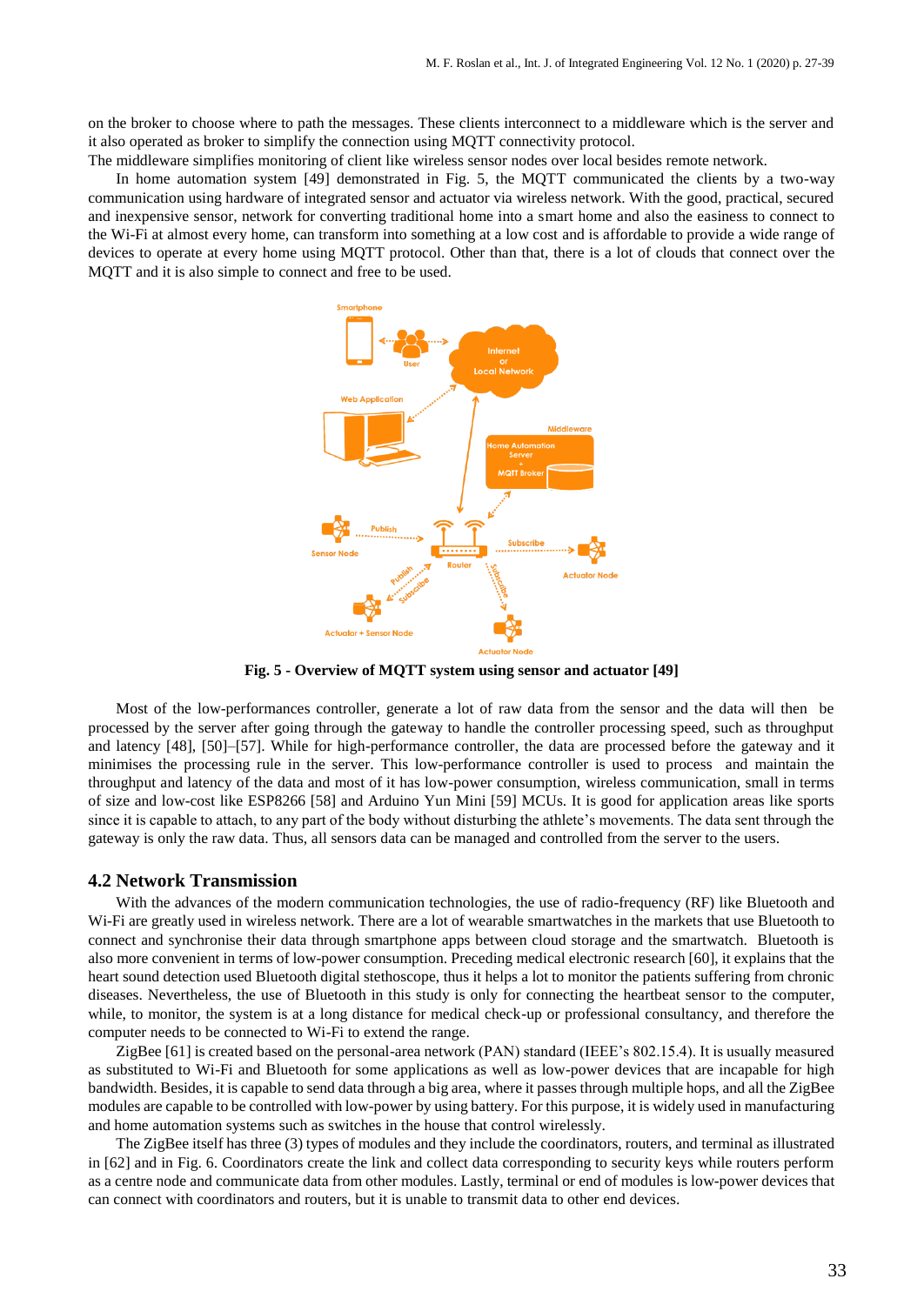on the broker to choose where to path the messages. These clients interconnect to a middleware which is the server and it also operated as broker to simplify the connection using MQTT connectivity protocol.

The middleware simplifies monitoring of client like wireless sensor nodes over local besides remote network.

In home automation system [49] demonstrated in Fig. 5, the MQTT communicated the clients by a two-way communication using hardware of integrated sensor and actuator via wireless network. With the good, practical, secured and inexpensive sensor, network for converting traditional home into a smart home and also the easiness to connect to the Wi-Fi at almost every home, can transform into something at a low cost and is affordable to provide a wide range of devices to operate at every home using MQTT protocol. Other than that, there is a lot of clouds that connect over the MQTT and it is also simple to connect and free to be used.

**Fig. 5 - Overview of MQTT system using sensor and actuator [49]**

Most of the low-performances controller, generate a lot of raw data from the sensor and the data will then be processed by the server after going through the gateway to handle the controller processing speed, such as throughput and latency [48], [50]–[57]. While for high-performance controller, the data are processed before the gateway and it minimises the processing rule in the server. This low-performance controller is used to process and maintain the throughput and latency of the data and most of it has low-power consumption, wireless communication, small in terms of size and low-cost like ESP8266 [58] and Arduino Yun Mini [59] MCUs. It is good for application areas like sports since it is capable to attach, to any part of the body without disturbing the athlete's movements. The data sent through the gateway is only the raw data. Thus, all sensors data can be managed and controlled from the server to the users.

### 4.2 Network Transmission

With the advances of the modern communication technologies, the use of radio-frequency (RF) like Bluetooth and Wi-Fi are greatly used in wireless network. There are a lot of wearable smartwatches in the markets that use Bluetooth to connect and synchronise their data through smartphone apps between cloud storage and the smartwatch. Bluetooth is also more convenient in terms of low-power consumption. Preceding medical electronic research [60], it explains that the heart sound detection used Bluetooth digital stethoscope, thus it helps a lot to monitor the patients suffering from chronic diseases. Nevertheless, the use of Bluetooth in this study is only for connecting the heartbeat sensor to the computer, while, to monitor, the system is at a long distance for medical check-up or professional consultancy, and therefore the computer needs to be connected to Wi-Fi to extend the range.

ZigBee [61] is created based on the personal-area network (PAN) standard (IEEE's 802.15.4). It is usually measured as substituted to Wi-Fi and Bluetooth for some applications as well as low-power devices that are incapable for high bandwidth. Besides, it is capable to send data through a big area, where it passes through multiple hops, and all the ZigBee modules are capable to be controlled with low-power by using battery. For this purpose, it is widely used in manufacturing and home automation systems such as switches in the house that control wirelessly.

The ZigBee itself has three (3) types of modules and they include the coordinators, routers, and terminal as illustrated in [62] and in Fig. 6. Coordinators create the link and collect data corresponding to security keys while routers perform as a centre node and communicate data from other modules. Lastly, terminal or end of modules is low-power devices that can connect with coordinators and routers, but it is unable to transmit data to other end devices.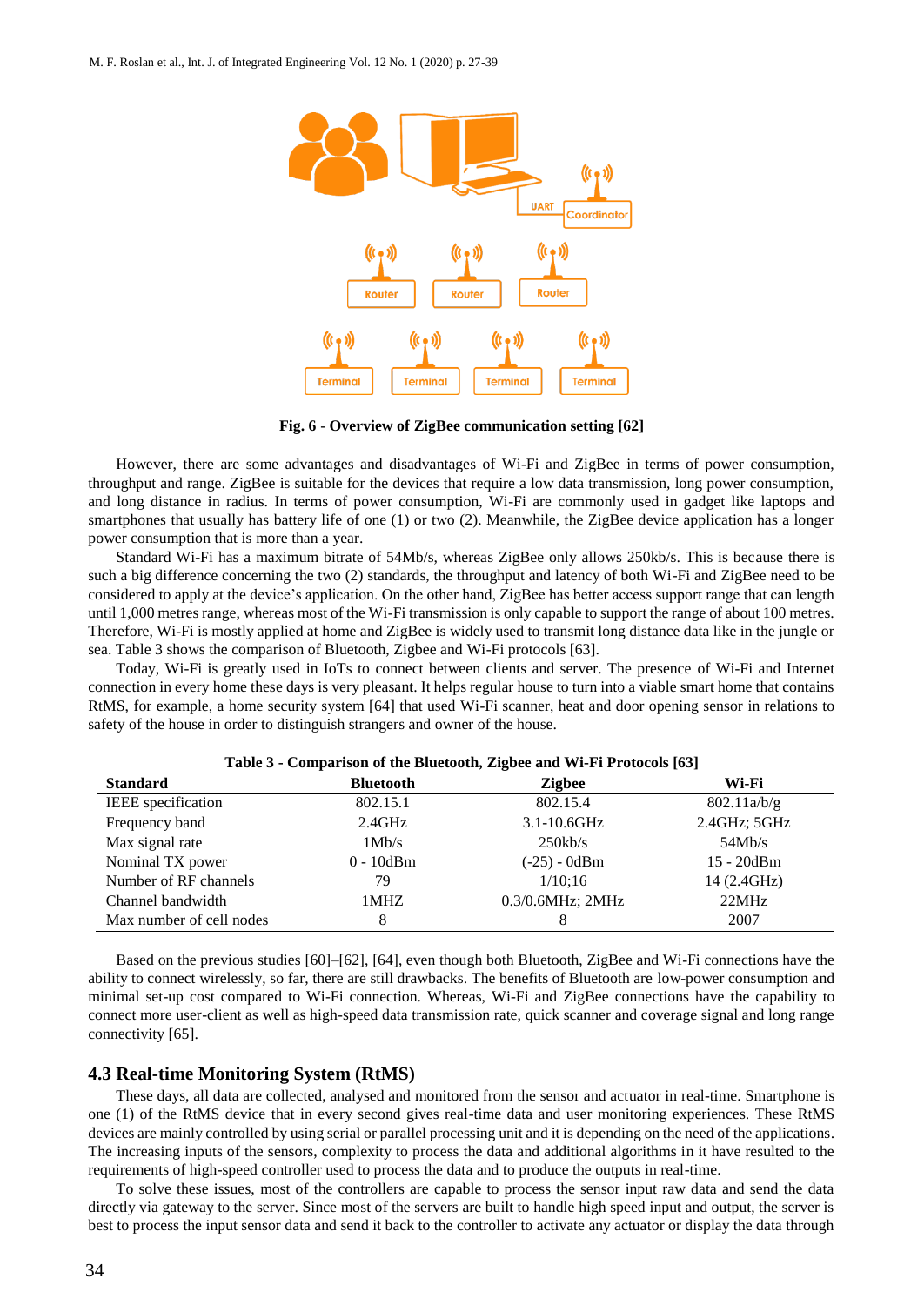**Fig. 6 - Overview of ZigBee communication setting [62]**

However, there are some advantages and disadvantages of Wi-Fi and ZigBee in terms of power consumption, throughput and range. ZigBee is suitable for the devices that require a low data transmission, long power consumption, and long distance in radius. In terms of power consumption, Wi-Fi are commonly used in gadget like laptops and smartphones that usually has battery life of one (1) or two (2). Meanwhile, the ZigBee device application has a longer power consumption that is more than a year.

Standard Wi-Fi has a maximum bitrate of 54Mb/s, whereas ZigBee only allows 250kb/s. This is because there is such a big difference concerning the two (2) standards, the throughput and latency of both Wi-Fi and ZigBee need to be considered to apply at the device's application. On the other hand, ZigBee has better access support range that can length until 1,000 metres range, whereas most of the Wi-Fi transmission is only capable to support the range of about 100 metres. Therefore, Wi-Fi is mostly applied at home and ZigBee is widely used to transmit long distance data like in the jungle or sea. Table 3 shows the comparison of Bluetooth, Zigbee and Wi-Fi protocols [63].

Today, Wi-Fi is greatly used in IoTs to connect between clients and server. The presence of Wi-Fi and Internet connection in every home these days is very pleasant. It helps regular house to turn into a viable smart home that contains RtMS, for example, a home security system [64] that used Wi-Fi scanner, heat and door opening sensor in relations to safety of the house in order to distinguish strangers and owner of the house.

**Table 3 - Comparison of the Bluetooth, Zigbee and Wi-Fi Protocols [63]**

| Standard | Bluetooth | Zigbee | Wi-Fi |
|---|---|---|---|
| IEEE specification | 802.15.1 | 802.15.4 | 802.11a/b/g |
| Frequency band | 2.4GHz | 3.1-10.6GHz | 2.4GHz; 5GHz |
| Max signal rate | 1Mb/s | 250kb/s | 54Mb/s |
| Nominal TX power | 0 - 10dBm | (-25) - 0dBm | 15 - 20dBm |
| Number of RF channels | 79 | 1/10;16 | 14 (2.4GHz) |
| Channel bandwidth | 1MHZ | 0.3/0.6MHz; 2MHz | 22MHz |
| Max number of cell nodes | 8 | 8 | 2007 |

Based on the previous studies [60]–[62], [64], even though both Bluetooth, ZigBee and Wi-Fi connections have the ability to connect wirelessly, so far, there are still drawbacks. The benefits of Bluetooth are low-power consumption and minimal set-up cost compared to Wi-Fi connection. Whereas, Wi-Fi and ZigBee connections have the capability to connect more user-client as well as high-speed data transmission rate, quick scanner and coverage signal and long range connectivity [65].

## 4.3 Real-time Monitoring System (RtMS)

These days, all data are collected, analysed and monitored from the sensor and actuator in real-time. Smartphone is one (1) of the RtMS device that in every second gives real-time data and user monitoring experiences. These RtMS devices are mainly controlled by using serial or parallel processing unit and it is depending on the need of the applications. The increasing inputs of the sensors, complexity to process the data and additional algorithms in it have resulted to the requirements of high-speed controller used to process the data and to produce the outputs in real-time.

To solve these issues, most of the controllers are capable to process the sensor input raw data and send the data directly via gateway to the server. Since most of the servers are built to handle high speed input and output, the server is best to process the input sensor data and send it back to the controller to activate any actuator or display the data through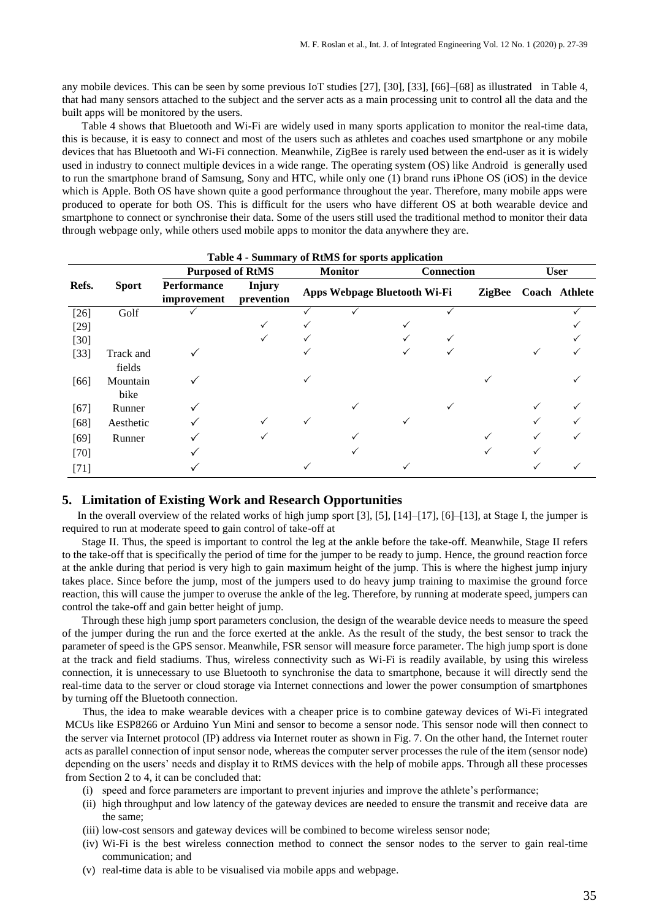any mobile devices. This can be seen by some previous IoT studies [27], [30], [33], [66]–[68] as illustrated in Table 4, that had many sensors attached to the subject and the server acts as a main processing unit to control all the data and the built apps will be monitored by the users.

Table 4 shows that Bluetooth and Wi-Fi are widely used in many sports application to monitor the real-time data, this is because, it is easy to connect and most of the users such as athletes and coaches used smartphone or any mobile devices that has Bluetooth and Wi-Fi connection. Meanwhile, ZigBee is rarely used between the end-user as it is widely used in industry to connect multiple devices in a wide range. The operating system (OS) like Android is generally used to run the smartphone brand of Samsung, Sony and HTC, while only one (1) brand runs iPhone OS (iOS) in the device which is Apple. Both OS have shown quite a good performance throughout the year. Therefore, many mobile apps were produced to operate for both OS. This is difficult for the users who have different OS at both wearable device and smartphone to connect or synchronise their data. Some of the users still used the traditional method to monitor their data through webpage only, while others used mobile apps to monitor the data anywhere they are.

**Table 4 - Summary of RtMS for sports application**

| Refs. | Sport | Purposed of RtMS | | Monitor | | Connection | | | User | |
|---|---|---|---|---|---|---|---|---|---|---|
| | | Performance improvement | Injury prevention | Apps | Webpage | Bluetooth | Wi-Fi | ZigBee | Coach | Athlete |
| [26] | Golf | ✓ | | ✓ | ✓ | | ✓ | | | ✓ |
| [29] | | | ✓ | ✓ | | ✓ | | | | ✓ |
| [30] | | | ✓ | ✓ | | ✓ | ✓ | | | ✓ |
| [33] | Track and fields | ✓ | | ✓ | | ✓ | ✓ | | ✓ | ✓ |
| [66] | Mountain bike | ✓ | | ✓ | | | | ✓ | | ✓ |
| [67] | Runner | ✓ | | | ✓ | | ✓ | | ✓ | ✓ |
| [68] | Aesthetic | ✓ | ✓ | ✓ | | ✓ | | | ✓ | ✓ |
| [69] | Runner | ✓ | ✓ | | ✓ | | | ✓ | ✓ | ✓ |
| [70] | | ✓ | | | ✓ | | | ✓ | ✓ | |
| [71] | | ✓ | | ✓ | | ✓ | | | ✓ | ✓ |

## 5. Limitation of Existing Work and Research Opportunities

In the overall overview of the related works of high jump sport [3], [5], [14]–[17], [6]–[13], at Stage I, the jumper is required to run at moderate speed to gain control of take-off at

Stage II. Thus, the speed is important to control the leg at the ankle before the take-off. Meanwhile, Stage II refers to the take-off that is specifically the period of time for the jumper to be ready to jump. Hence, the ground reaction force at the ankle during that period is very high to gain maximum height of the jump. This is where the highest jump injury takes place. Since before the jump, most of the jumpers used to do heavy jump training to maximise the ground force reaction, this will cause the jumper to overuse the ankle of the leg. Therefore, by running at moderate speed, jumpers can control the take-off and gain better height of jump.

Through these high jump sport parameters conclusion, the design of the wearable device needs to measure the speed of the jumper during the run and the force exerted at the ankle. As the result of the study, the best sensor to track the parameter of speed is the GPS sensor. Meanwhile, FSR sensor will measure force parameter. The high jump sport is done at the track and field stadiums. Thus, wireless connectivity such as Wi-Fi is readily available, by using this wireless connection, it is unnecessary to use Bluetooth to synchronise the data to smartphone, because it will directly send the real-time data to the server or cloud storage via Internet connections and lower the power consumption of smartphones by turning off the Bluetooth connection.

Thus, the idea to make wearable devices with a cheaper price is to combine gateway devices of Wi-Fi integrated MCUs like ESP8266 or Arduino Yun Mini and sensor to become a sensor node. This sensor node will then connect to the server via Internet protocol (IP) address via Internet router as shown in Fig. 7. On the other hand, the Internet router acts as parallel connection of input sensor node, whereas the computer server processes the rule of the item (sensor node) depending on the users' needs and display it to RtMS devices with the help of mobile apps. Through all these processes from Section 2 to 4, it can be concluded that:

(i) speed and force parameters are important to prevent injuries and improve the athlete's performance;
(ii) high throughput and low latency of the gateway devices are needed to ensure the transmit and receive data are the same;
(iii) low-cost sensors and gateway devices will be combined to become wireless sensor node;
(iv) Wi-Fi is the best wireless connection method to connect the sensor nodes to the server to gain real-time communication; and
(v) real-time data is able to be visualised via mobile apps and webpage.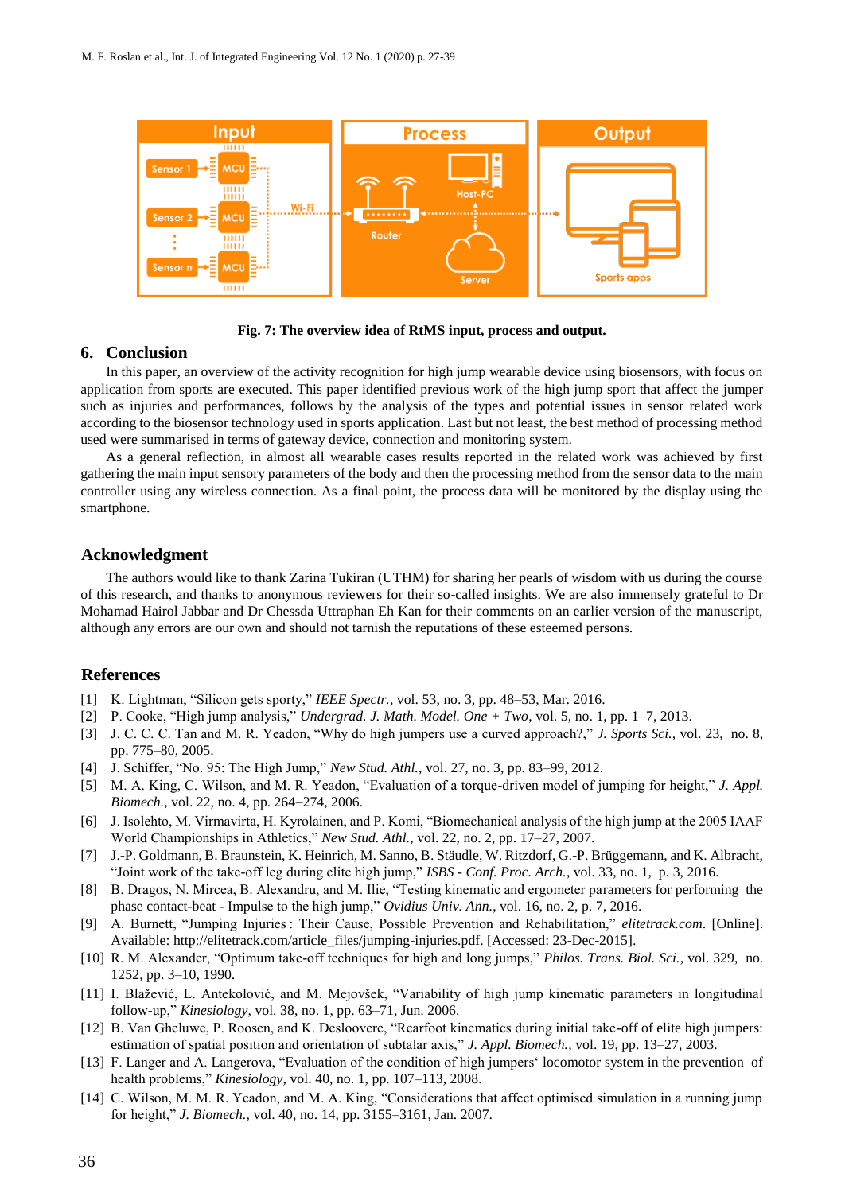Fig. 7: The overview idea of RtMS input, process and output.

## 6. Conclusion

In this paper, an overview of the activity recognition for high jump wearable device using biosensors, with focus on application from sports are executed. This paper identified previous work of the high jump sport that affect the jumper such as injuries and performances, follows by the analysis of the types and potential issues in sensor related work according to the biosensor technology used in sports application. Last but not least, the best method of processing method used were summarised in terms of gateway device, connection and monitoring system.

As a general reflection, in almost all wearable cases results reported in the related work was achieved by first gathering the main input sensory parameters of the body and then the processing method from the sensor data to the main controller using any wireless connection. As a final point, the process data will be monitored by the display using the smartphone.

## Acknowledgment

The authors would like to thank Zarina Tukiran (UTHM) for sharing her pearls of wisdom with us during the course of this research, and thanks to anonymous reviewers for their so-called insights. We are also immensely grateful to Dr Mohamad Hairol Jabbar and Dr Chessda Uttraphan Eh Kan for their comments on an earlier version of the manuscript, although any errors are our own and should not tarnish the reputations of these esteemed persons.

## References

[1] K. Lightman, "Silicon gets sporty," *IEEE Spectr.*, vol. 53, no. 3, pp. 48–53, Mar. 2016.

[2] P. Cooke, "High jump analysis," *Undergrad. J. Math. Model. One + Two*, vol. 5, no. 1, pp. 1–7, 2013.

[3] J. C. C. Tan and M. R. Yeadon, "Why do high jumpers use a curved approach?," *J. Sports Sci.*, vol. 23, no. 8, pp. 775–80, 2005.

[4] J. Schiffer, "No. 95: The High Jump," *New Stud. Athl.*, vol. 27, no. 3, pp. 83–99, 2012.

[5] M. A. King, C. Wilson, and M. R. Yeadon, "Evaluation of a torque-driven model of jumping for height," *J. Appl. Biomech.*, vol. 22, no. 4, pp. 264–274, 2006.

[6] J. Isolehto, M. Virmavirta, H. Kyrolainen, and P. Komi, "Biomechanical analysis of the high jump at the 2005 IAAF World Championships in Athletics," *New Stud. Athl.*, vol. 22, no. 2, pp. 17–27, 2007.

[7] J.-P. Goldmann, B. Braunstein, K. Heinrich, M. Sanno, B. Städule, W. Ritzdorf, G.-P. Brüggemann, and K. Albracht, "Joint work of the take-off leg during elite high jump," *ISBS - Conf. Proc. Arch.*, vol. 33, no. 1, p. 3, 2016.

[8] B. Dragos, N. Mircea, B. Alexandru, and M. Ilie, "Testing kinematic and ergometer parameters for performing the phase contact-beat - Impulse to the high jump," *Ovidius Univ. Ann.*, vol. 16, no. 2, p. 7, 2016.

[9] A. Burnett, "Jumping Injuries : Their Cause, Possible Prevention and Rehabilitation," *elitetrack.com*. [Online]. Available: http://elitetrack.com/article_files/jumping-injuries.pdf. [Accessed: 23-Dec-2015].

[10] R. M. Alexander, "Optimum take-off techniques for high and long jumps," *Philos. Trans. Biol. Sci.*, vol. 329, no. 1252, pp. 3–10, 1990.

[11] I. Blažević, L. Antekolović, and M. Mejovšek, "Variability of high jump kinematic parameters in longitudinal follow-up," *Kinesiology*, vol. 38, no. 1, pp. 63–71, Jun. 2006.

[12] B. Van Gheluwe, P. Roosen, and K. Desloovere, "Rearfoot kinematics during initial take-off of elite high jumpers: estimation of spatial position and orientation of subtalar axis," *J. Appl. Biomech.*, vol. 19, pp. 13–27, 2003.

[13] F. Langer and A. Langerova, "Evaluation of the condition of high jumpers' locomotor system in the prevention of health problems," *Kinesiology*, vol. 40, no. 1, pp. 107–113, 2008.

[14] C. Wilson, M. M. R. Yeadon, and M. A. King, "Considerations that affect optimised simulation in a running jump for height," *J. Biomech.*, vol. 40, no. 14, pp. 3155–3161, Jan. 2007.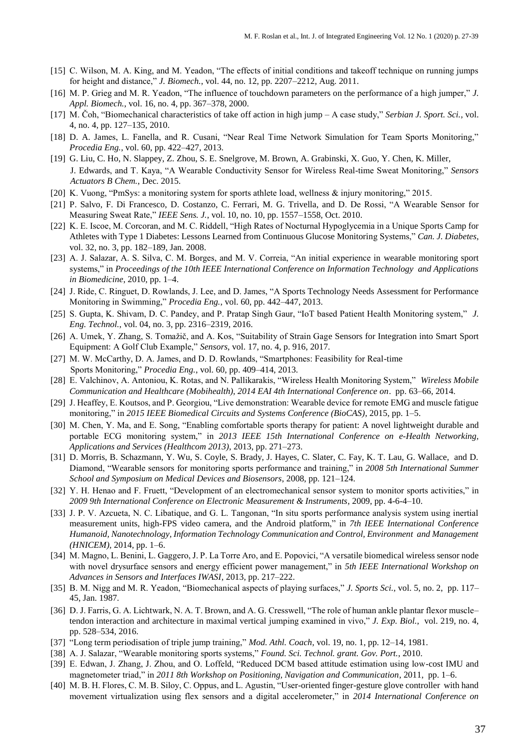[15] C. Wilson, M. A. King, and M. Yeadon, "The effects of initial conditions and takeoff technique on running jumps for height and distance," *J. Biomech.*, vol. 44, no. 12, pp. 2207–2212, Aug. 2011.

[16] M. P. Grieg and M. R. Yeadon, "The influence of touchdown parameters on the performance of a high jumper," *J. Appl. Biomech.*, vol. 16, no. 4, pp. 367–378, 2000.

[17] M. Čoh, "Biomechanical characteristics of take off action in high jump – A case study," *Serbian J. Sport. Sci.*, vol. 4, no. 4, pp. 127–135, 2010.

[18] D. A. James, L. Fanella, and R. Cusani, "Near Real Time Network Simulation for Team Sports Monitoring," *Procedia Eng.*, vol. 60, pp. 422–427, 2013.

[19] G. Liu, C. Ho, N. Slappey, Z. Zhou, S. E. Snelgrove, M. Brown, A. Grabinski, X. Guo, Y. Chen, K. Miller, J. Edwards, and T. Kaya, "A Wearable Conductivity Sensor for Wireless Real-time Sweat Monitoring," *Sensors Actuators B Chem.*, Dec. 2015.

[20] K. Vuong, "PmSys: a monitoring system for sports athlete load, wellness & injury monitoring," 2015.

[21] P. Salvo, F. Di Francesco, D. Costanzo, C. Ferrari, M. G. Trivella, and D. De Rossi, "A Wearable Sensor for Measuring Sweat Rate," *IEEE Sens. J.*, vol. 10, no. 10, pp. 1557–1558, Oct. 2010.

[22] K. E. Iscoe, M. Corcoran, and M. C. Riddell, "High Rates of Nocturnal Hypoglycemia in a Unique Sports Camp for Athletes with Type 1 Diabetes: Lessons Learned from Continuous Glucose Monitoring Systems," *Can. J. Diabetes*, vol. 32, no. 3, pp. 182–189, Jan. 2008.

[23] A. J. Salazar, A. S. Silva, C. M. Borges, and M. V. Correia, "An initial experience in wearable monitoring sport systems," in *Proceedings of the 10th IEEE International Conference on Information Technology and Applications in Biomedicine*, 2010, pp. 1–4.

[24] J. Ride, C. Ringuet, D. Rowlands, J. Lee, and D. James, "A Sports Technology Needs Assessment for Performance Monitoring in Swimming," *Procedia Eng.*, vol. 60, pp. 442–447, 2013.

[25] S. Gupta, K. Shivam, D. C. Pandey, and P. Pratap Singh Gaur, "IoT based Patient Health Monitoring system," *J. Eng. Technol.*, vol. 04, no. 3, pp. 2316–2319, 2016.

[26] A. Umek, Y. Zhang, S. Tomažič, and A. Kos, "Suitability of Strain Gage Sensors for Integration into Smart Sport Equipment: A Golf Club Example," *Sensors*, vol. 17, no. 4, p. 916, 2017.

[27] M. W. McCarthy, D. A. James, and D. D. Rowlands, "Smartphones: Feasibility for Real-time Sports Monitoring," *Procedia Eng.*, vol. 60, pp. 409–414, 2013.

[28] E. Valchinov, A. Antoniou, K. Rotas, and N. Pallikarakis, "Wireless Health Monitoring System," *Wireless Mobile Communication and Healthcare (Mobihealth), 2014 EAI 4th International Conference on*. pp. 63–66, 2014.

[29] J. Heaffey, E. Koutsos, and P. Georgiou, "Live demonstration: Wearable device for remote EMG and muscle fatigue monitoring," in *2015 IEEE Biomedical Circuits and Systems Conference (BioCAS)*, 2015, pp. 1–5.

[30] M. Chen, Y. Ma, and E. Song, "Enabling comfortable sports therapy for patient: A novel lightweight durable and portable ECG monitoring system," in *2013 IEEE 15th International Conference on e-Health Networking, Applications and Services (Healthcom 2013)*, 2013, pp. 271–273.

[31] D. Morris, B. Schazmann, Y. Wu, S. Coyle, S. Brady, J. Hayes, C. Slater, C. Fay, K. T. Lau, G. Wallace, and D. Diamond, "Wearable sensors for monitoring sports performance and training," in *2008 5th International Summer School and Symposium on Medical Devices and Biosensors*, 2008, pp. 121–124.

[32] Y. H. Henao and F. Fruett, "Development of an electromechanical sensor system to monitor sports activities," in *2009 9th International Conference on Electronic Measurement & Instruments*, 2009, pp. 4-6-4–10.

[33] J. P. V. Azcueta, N. C. Libatique, and G. L. Tangonan, "In situ sports performance analysis system using inertial measurement units, high-FPS video camera, and the Android platform," in *7th IEEE International Conference Humanoid, Nanotechnology, Information Technology Communication and Control, Environment and Management (HNICEM)*, 2014, pp. 1–6.

[34] M. Magno, L. Benini, L. Gaggero, J. P. La Torre Aro, and E. Popovici, "A versatile biomedical wireless sensor node with novel drysurface sensors and energy efficient power management," in *5th IEEE International Workshop on Advances in Sensors and Interfaces IWASI*, 2013, pp. 217–222.

[35] B. M. Nigg and M. R. Yeadon, "Biomechanical aspects of playing surfaces," *J. Sports Sci.*, vol. 5, no. 2, pp. 117–45, Jan. 1987.

[36] D. J. Farris, G. A. Lichtwark, N. A. T. Brown, and A. G. Cresswell, "The role of human ankle plantar flexor muscle–tendon interaction and architecture in maximal vertical jumping examined in vivo," *J. Exp. Biol.*, vol. 219, no. 4, pp. 528–534, 2016.

[37] "Long term periodisation of triple jump training," *Mod. Athl. Coach*, vol. 19, no. 1, pp. 12–14, 1981.

[38] A. J. Salazar, "Wearable monitoring sports systems," *Found. Sci. Technol. grant. Gov. Port.*, 2010.

[39] E. Edwan, J. Zhang, J. Zhou, and O. Loffeld, "Reduced DCM based attitude estimation using low-cost IMU and magnetometer triad," in *2011 8th Workshop on Positioning, Navigation and Communication*, 2011, pp. 1–6.

[40] M. B. H. Flores, C. M. B. Siloy, C. Oppus, and L. Agustin, "User-oriented finger-gesture glove controller with hand movement virtualization using flex sensors and a digital accelerometer," in *2014 International Conference on*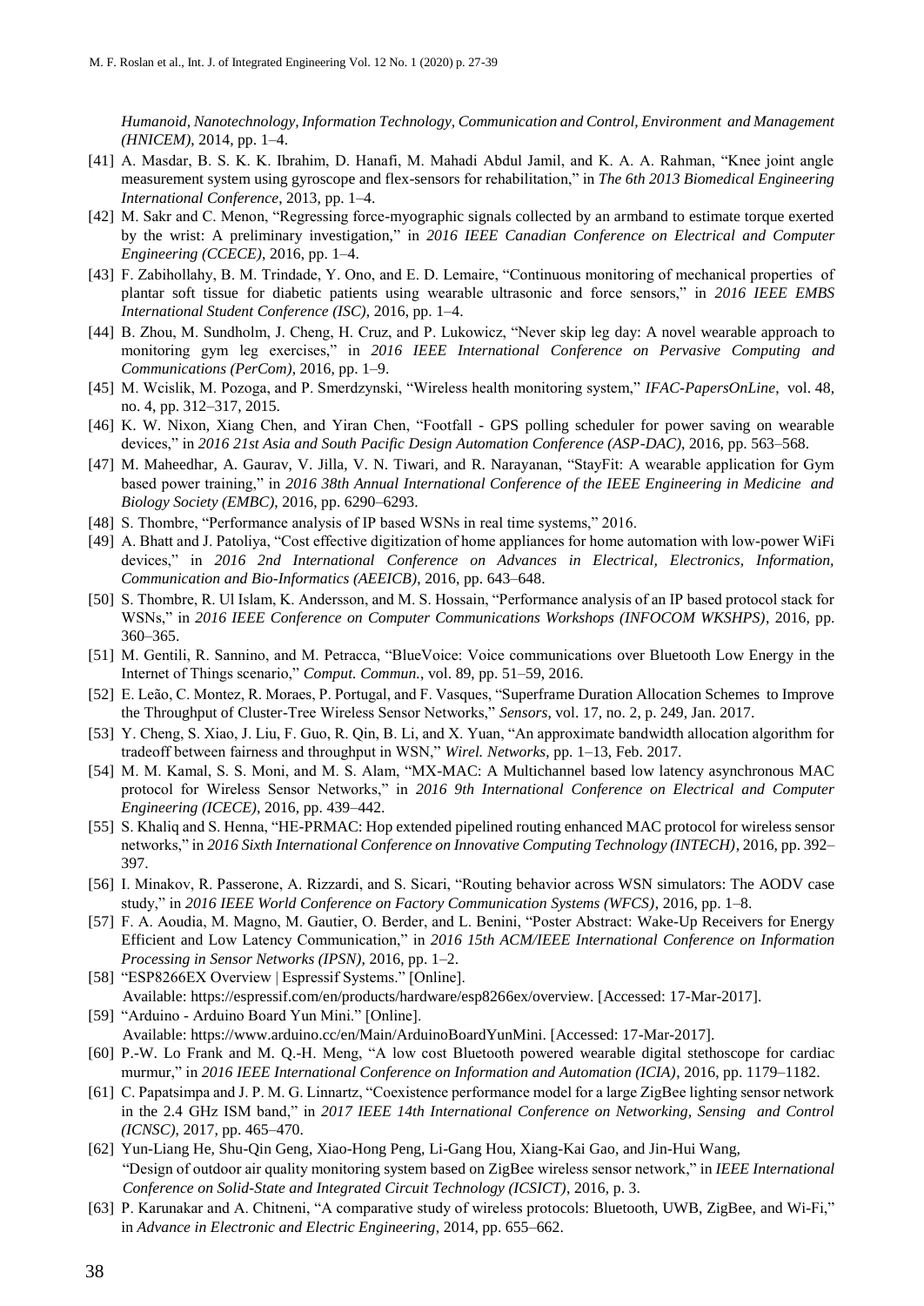*Humanoid, Nanotechnology, Information Technology, Communication and Control, Environment and Management (HNICEM)*, 2014, pp. 1–4.

[41] A. Masdar, B. S. K. K. Ibrahim, D. Hanafi, M. Mahadi Abdul Jamil, and K. A. A. Rahman, "Knee joint angle measurement system using gyroscope and flex-sensors for rehabilitation," in *The 6th 2013 Biomedical Engineering International Conference*, 2013, pp. 1–4.

[42] M. Sakr and C. Menon, "Regressing force-myographic signals collected by an armband to estimate torque exerted by the wrist: A preliminary investigation," in *2016 IEEE Canadian Conference on Electrical and Computer Engineering (CCECE)*, 2016, pp. 1–4.

[43] F. Zabihollahy, B. M. Trindade, Y. Ono, and E. D. Lemaire, "Continuous monitoring of mechanical properties of plantar soft tissue for diabetic patients using wearable ultrasonic and force sensors," in *2016 IEEE EMBS International Student Conference (ISC)*, 2016, pp. 1–4.

[44] B. Zhou, M. Sundholm, J. Cheng, H. Cruz, and P. Lukowicz, "Never skip leg day: A novel wearable approach to monitoring gym leg exercises," in *2016 IEEE International Conference on Pervasive Computing and Communications (PerCom)*, 2016, pp. 1–9.

[45] M. Wcislik, M. Pozoga, and P. Smerdzynski, "Wireless health monitoring system," *IFAC-PapersOnLine*, vol. 48, no. 4, pp. 312–317, 2015.

[46] K. W. Nixon, Xiang Chen, and Yiran Chen, "Footfall - GPS polling scheduler for power saving on wearable devices," in *2016 21st Asia and South Pacific Design Automation Conference (ASP-DAC)*, 2016, pp. 563–568.

[47] M. Maheedhar, A. Gaurav, V. Jilla, V. N. Tiwari, and R. Narayanan, "StayFit: A wearable application for Gym based power training," in *2016 38th Annual International Conference of the IEEE Engineering in Medicine and Biology Society (EMBC)*, 2016, pp. 6290–6293.

[48] S. Thombre, "Performance analysis of IP based WSNs in real time systems," 2016.

[49] A. Bhatt and J. Patoliya, "Cost effective digitization of home appliances for home automation with low-power WiFi devices," in *2016 2nd International Conference on Advances in Electrical, Electronics, Information, Communication and Bio-Informatics (AEEICB)*, 2016, pp. 643–648.

[50] S. Thombre, R. Ul Islam, K. Andersson, and M. S. Hossain, "Performance analysis of an IP based protocol stack for WSNs," in *2016 IEEE Conference on Computer Communications Workshops (INFOCOM WKSHPS)*, 2016, pp. 360–365.

[51] M. Gentili, R. Sannino, and M. Petracca, "BlueVoice: Voice communications over Bluetooth Low Energy in the Internet of Things scenario," *Comput. Commun.*, vol. 89, pp. 51–59, 2016.

[52] E. Leão, C. Montez, R. Moraes, P. Portugal, and F. Vasques, "Superframe Duration Allocation Schemes to Improve the Throughput of Cluster-Tree Wireless Sensor Networks," *Sensors*, vol. 17, no. 2, p. 249, Jan. 2017.

[53] Y. Cheng, S. Xiao, J. Liu, F. Guo, R. Qin, B. Li, and X. Yuan, "An approximate bandwidth allocation algorithm for tradeoff between fairness and throughput in WSN," *Wirel. Networks*, pp. 1–13, Feb. 2017.

[54] M. M. Kamal, S. S. Moni, and M. S. Alam, "MX-MAC: A Multichannel based low latency asynchronous MAC protocol for Wireless Sensor Networks," in *2016 9th International Conference on Electrical and Computer Engineering (ICECE)*, 2016, pp. 439–442.

[55] S. Khaliq and S. Henna, "HE-PRMAC: Hop extended pipelined routing enhanced MAC protocol for wireless sensor networks," in *2016 Sixth International Conference on Innovative Computing Technology (INTECH)*, 2016, pp. 392–397.

[56] I. Minakov, R. Passerone, A. Rizzardi, and S. Sicari, "Routing behavior across WSN simulators: The AODV case study," in *2016 IEEE World Conference on Factory Communication Systems (WFCS)*, 2016, pp. 1–8.

[57] F. A. Aoudia, M. Magno, M. Gautier, O. Berder, and L. Benini, "Poster Abstract: Wake-Up Receivers for Energy Efficient and Low Latency Communication," in *2016 15th ACM/IEEE International Conference on Information Processing in Sensor Networks (IPSN)*, 2016, pp. 1–2.

[58] "ESP8266EX Overview | Espressif Systems." [Online]. Available: https://espressif.com/en/products/hardware/esp8266ex/overview. [Accessed: 17-Mar-2017].

[59] "Arduino - Arduino Board Yun Mini." [Online]. Available: https://www.arduino.cc/en/Main/ArduinoBoardYunMini. [Accessed: 17-Mar-2017].

[60] P.-W. Lo Frank and M. Q.-H. Meng, "A low cost Bluetooth powered wearable digital stethoscope for cardiac murmur," in *2016 IEEE International Conference on Information and Automation (ICIA)*, 2016, pp. 1179–1182.

[61] C. Papatsimpa and J. P. M. G. Linnartz, "Coexistence performance model for a large ZigBee lighting sensor network in the 2.4 GHz ISM band," in *2017 IEEE 14th International Conference on Networking, Sensing and Control (ICNSC)*, 2017, pp. 465–470.

[62] Yun-Liang He, Shu-Qin Geng, Xiao-Hong Peng, Li-Gang Hou, Xiang-Kai Gao, and Jin-Hui Wang, "Design of outdoor air quality monitoring system based on ZigBee wireless sensor network," in *IEEE International Conference on Solid-State and Integrated Circuit Technology (ICSICT)*, 2016, p. 3.

[63] P. Karunakar and A. Chitneni, "A comparative study of wireless protocols: Bluetooth, UWB, ZigBee, and Wi-Fi," in *Advance in Electronic and Electric Engineering*, 2014, pp. 655–662.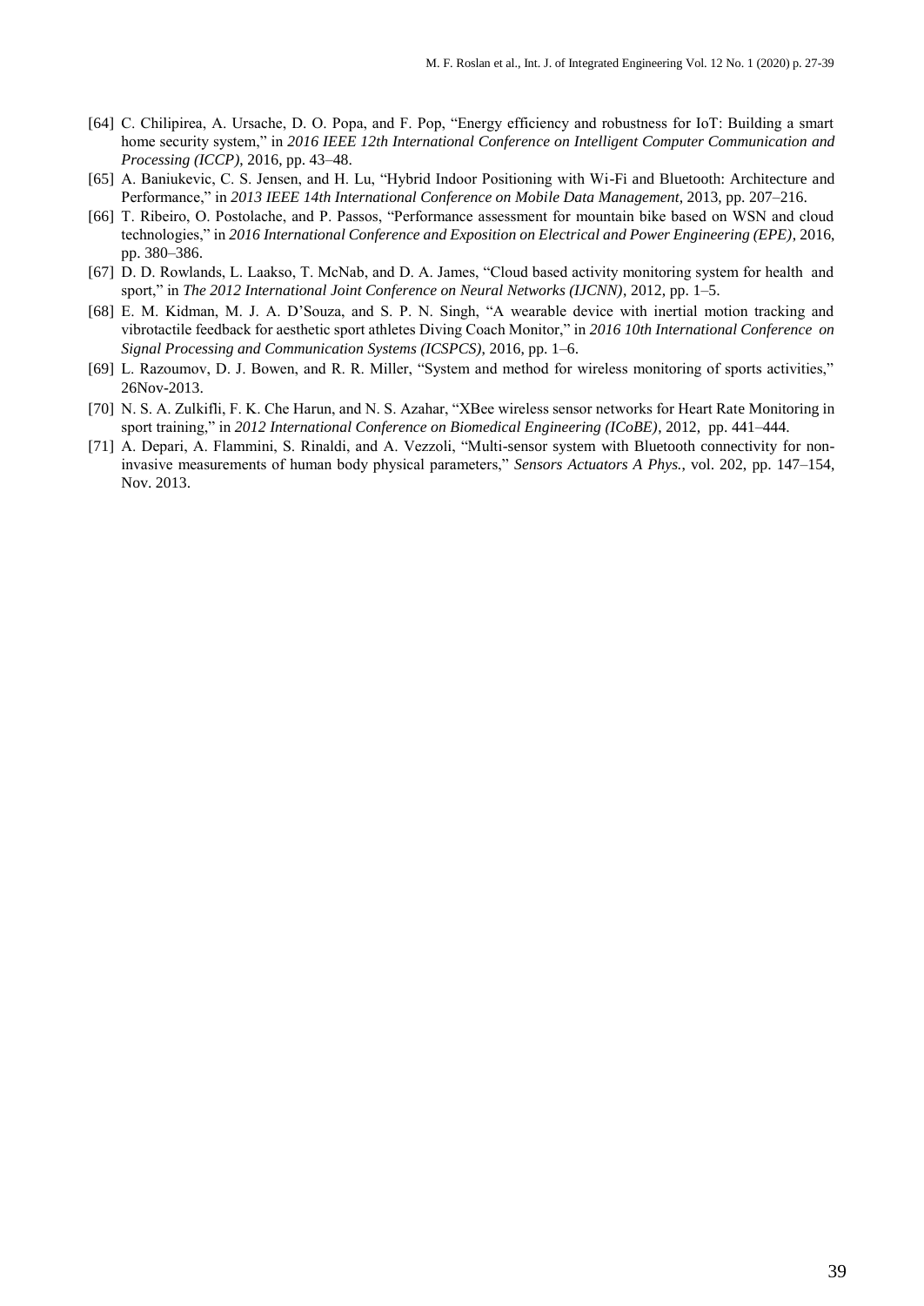[64] C. Chilipirea, A. Ursache, D. O. Popa, and F. Pop, "Energy efficiency and robustness for IoT: Building a smart home security system," in *2016 IEEE 12th International Conference on Intelligent Computer Communication and Processing (ICCP)*, 2016, pp. 43–48.

[65] A. Baniukevic, C. S. Jensen, and H. Lu, "Hybrid Indoor Positioning with Wi-Fi and Bluetooth: Architecture and Performance," in *2013 IEEE 14th International Conference on Mobile Data Management*, 2013, pp. 207–216.

[66] T. Ribeiro, O. Postolache, and P. Passos, "Performance assessment for mountain bike based on WSN and cloud technologies," in *2016 International Conference and Exposition on Electrical and Power Engineering (EPE)*, 2016, pp. 380–386.

[67] D. D. Rowlands, L. Laakso, T. McNab, and D. A. James, "Cloud based activity monitoring system for health and sport," in *The 2012 International Joint Conference on Neural Networks (IJCNN)*, 2012, pp. 1–5.

[68] E. M. Kidman, M. J. A. D'Souza, and S. P. N. Singh, "A wearable device with inertial motion tracking and vibrotactile feedback for aesthetic sport athletes Diving Coach Monitor," in *2016 10th International Conference on Signal Processing and Communication Systems (ICSPCS)*, 2016, pp. 1–6.

[69] L. Razoumov, D. J. Bowen, and R. R. Miller, "System and method for wireless monitoring of sports activities," 26Nov-2013.

[70] N. S. A. Zulkifli, F. K. Che Harun, and N. S. Azahar, "XBee wireless sensor networks for Heart Rate Monitoring in sport training," in *2012 International Conference on Biomedical Engineering (ICoBE)*, 2012, pp. 441–444.

[71] A. Depari, A. Flammini, S. Rinaldi, and A. Vezzoli, "Multi-sensor system with Bluetooth connectivity for non-invasive measurements of human body physical parameters," *Sensors Actuators A Phys.*, vol. 202, pp. 147–154, Nov. 2013.